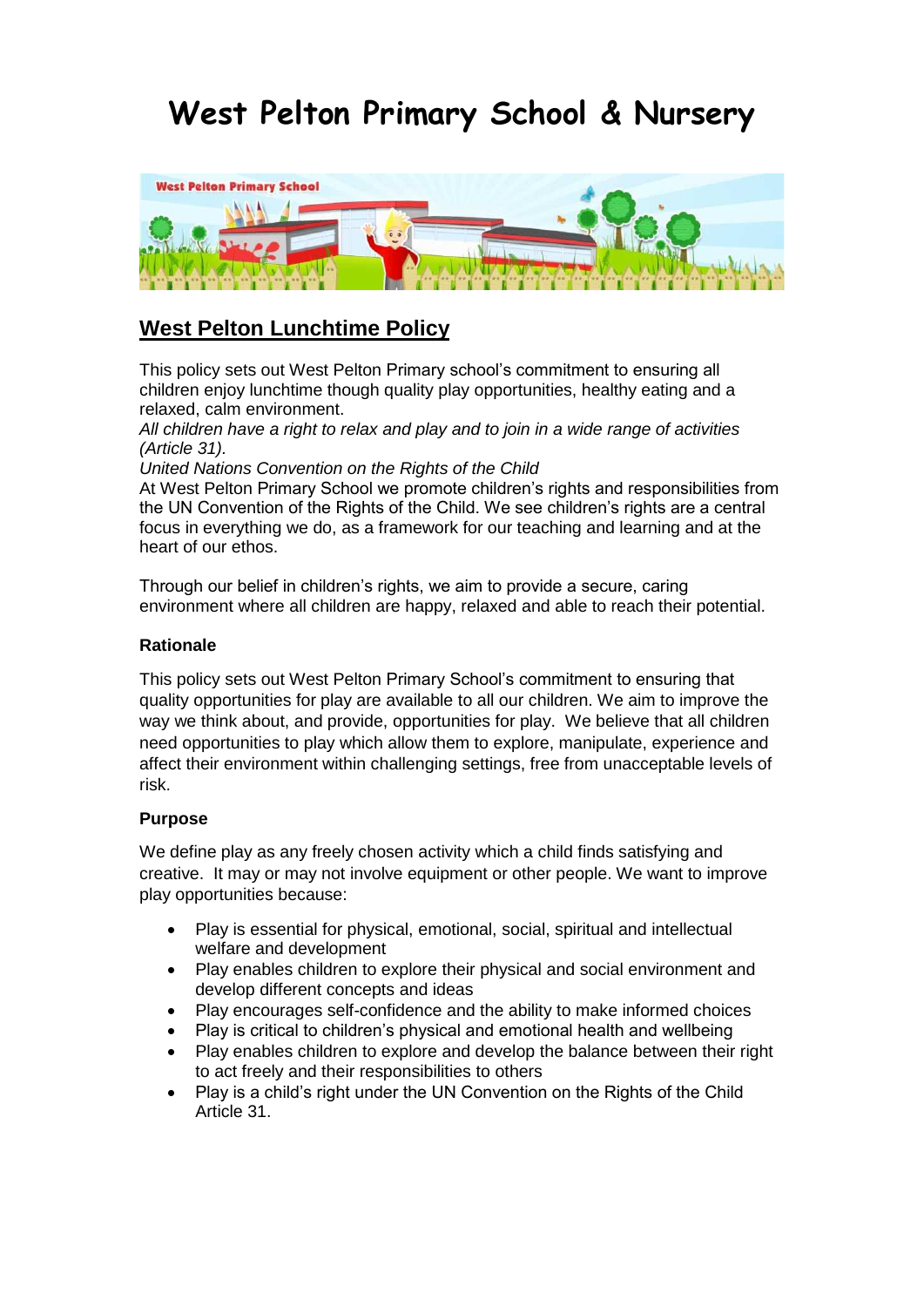# West Pelton Primary School & Nursery

## West Pelton Lunchtime Policy

This policy sets out West Pelton Primary school's commitment to ensuring all children enjoy lunchtime though quality play opportunities, healthy eating and a relaxed, calm environment.

*All children have a right to relax and play and to join in a wide range of activities (Article 31).*

*United Nations Convention on the Rights of the Child*

At West Pelton Primary School we promote children's rights and responsibilities from the UN Convention of the Rights of the Child. We see children's rights are a central focus in everything we do, as a framework for our teaching and learning and at the heart of our ethos.

Through our belief in children's rights, we aim to provide a secure, caring environment where all children are happy, relaxed and able to reach their potential.

**Rationale**

This policy sets out West Pelton Primary School's commitment to ensuring that quality opportunities for play are available to all our children. We aim to improve the way we think about, and provide, opportunities for play. We believe that all children need opportunities to play which allow them to explore, manipulate, experience and affect their environment within challenging settings, free from unacceptable levels of risk.

**Purpose**

We define play as any freely chosen activity which a child finds satisfying and creative. It may or may not involve equipment or other people. We want to improve play opportunities because:

- Play is essential for physical, emotional, social, spiritual and intellectual welfare and development
- Play enables children to explore their physical and social environment and develop different concepts and ideas
- Play encourages self-confidence and the ability to make informed choices
- Play is critical to children's physical and emotional health and wellbeing
- Play enables children to explore and develop the balance between their right to act freely and their responsibilities to others
- Play is a child's right under the UN Convention on the Rights of the Child Article 31.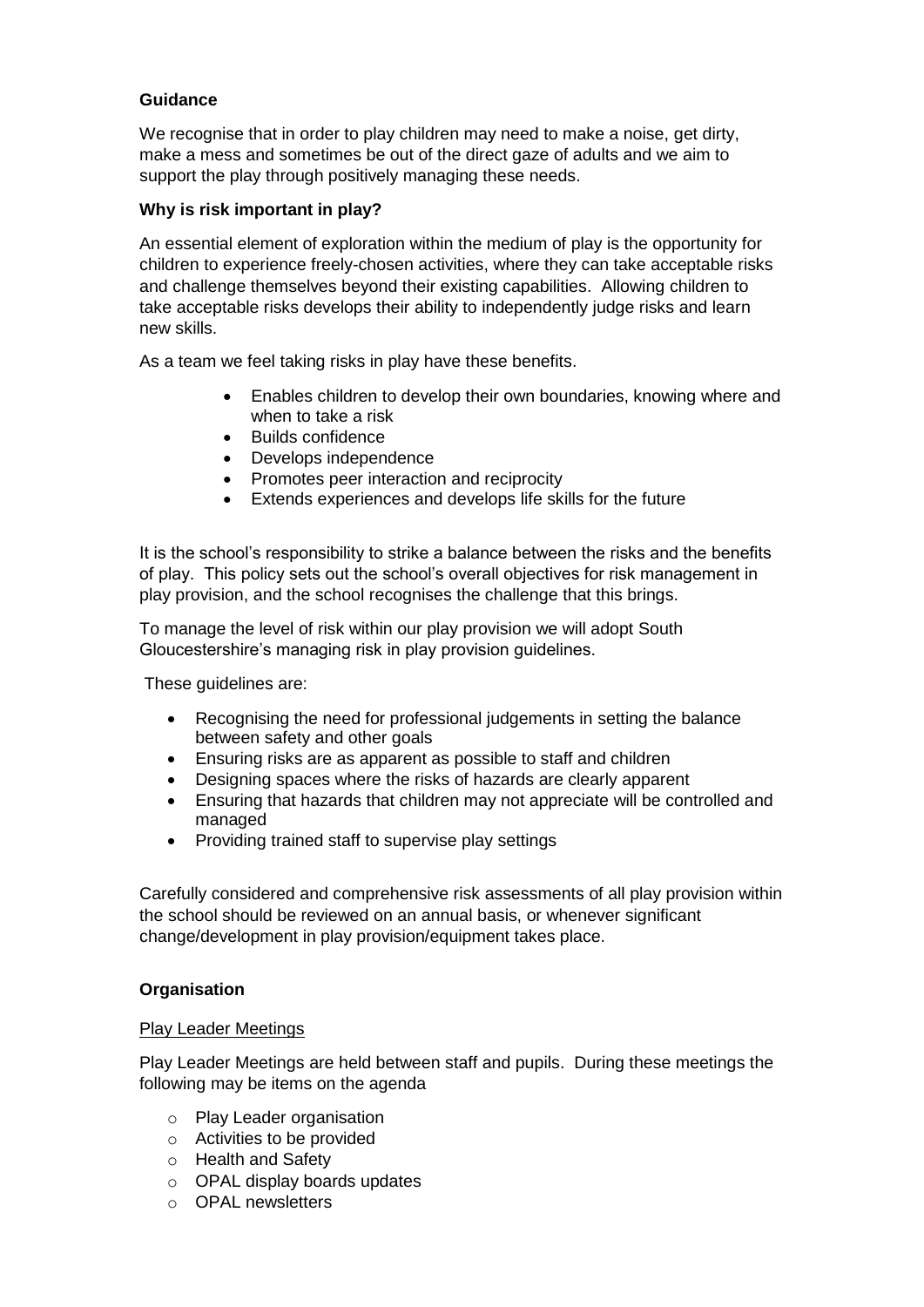**Guidance**

We recognise that in order to play children may need to make a noise, get dirty, make a mess and sometimes be out of the direct gaze of adults and we aim to support the play through positively managing these needs.

**Why is risk important in play?**

An essential element of exploration within the medium of play is the opportunity for children to experience freely-chosen activities, where they can take acceptable risks and challenge themselves beyond their existing capabilities. Allowing children to take acceptable risks develops their ability to independently judge risks and learn new skills.

As a team we feel taking risks in play have these benefits.

- Enables children to develop their own boundaries, knowing where and when to take a risk
- Builds confidence
- Develops independence
- Promotes peer interaction and reciprocity
- Extends experiences and develops life skills for the future

It is the school's responsibility to strike a balance between the risks and the benefits of play. This policy sets out the school's overall objectives for risk management in play provision, and the school recognises the challenge that this brings.

To manage the level of risk within our play provision we will adopt South Gloucestershire's managing risk in play provision guidelines.

These guidelines are:

- Recognising the need for professional judgements in setting the balance between safety and other goals
- Ensuring risks are as apparent as possible to staff and children
- Designing spaces where the risks of hazards are clearly apparent
- Ensuring that hazards that children may not appreciate will be controlled and managed
- Providing trained staff to supervise play settings

Carefully considered and comprehensive risk assessments of all play provision within the school should be reviewed on an annual basis, or whenever significant change/development in play provision/equipment takes place.

**Organisation**

<u>Play Leader Meetings</u>

Play Leader Meetings are held between staff and pupils. During these meetings the following may be items on the agenda

- Play Leader organisation
- Activities to be provided
- Health and Safety
- OPAL display boards updates
- OPAL newsletters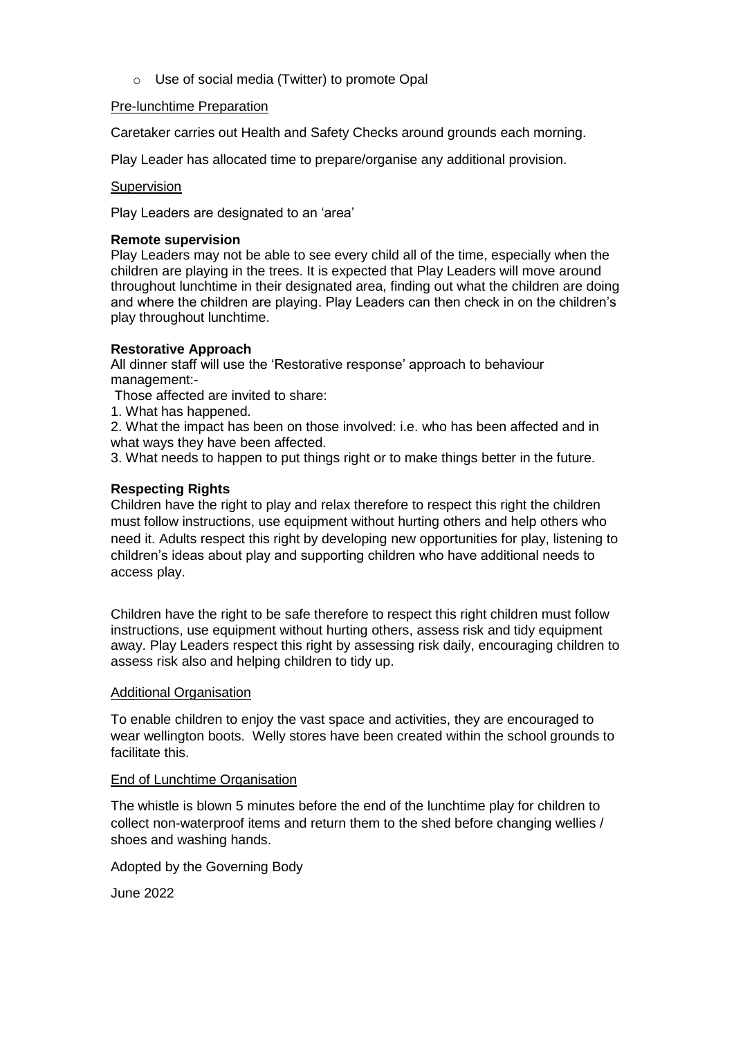- Use of social media (Twitter) to promote Opal

Pre-lunchtime Preparation

Caretaker carries out Health and Safety Checks around grounds each morning.

Play Leader has allocated time to prepare/organise any additional provision.

Supervision

Play Leaders are designated to an 'area'

**Remote supervision**

Play Leaders may not be able to see every child all of the time, especially when the children are playing in the trees. It is expected that Play Leaders will move around throughout lunchtime in their designated area, finding out what the children are doing and where the children are playing. Play Leaders can then check in on the children's play throughout lunchtime.

**Restorative Approach**

All dinner staff will use the 'Restorative response' approach to behaviour management:-

Those affected are invited to share:

1. What has happened.
2. What the impact has been on those involved: i.e. who has been affected and in what ways they have been affected.
3. What needs to happen to put things right or to make things better in the future.

**Respecting Rights**

Children have the right to play and relax therefore to respect this right the children must follow instructions, use equipment without hurting others and help others who need it. Adults respect this right by developing new opportunities for play, listening to children's ideas about play and supporting children who have additional needs to access play.

Children have the right to be safe therefore to respect this right children must follow instructions, use equipment without hurting others, assess risk and tidy equipment away. Play Leaders respect this right by assessing risk daily, encouraging children to assess risk also and helping children to tidy up.

Additional Organisation

To enable children to enjoy the vast space and activities, they are encouraged to wear wellington boots. Welly stores have been created within the school grounds to facilitate this.

End of Lunchtime Organisation

The whistle is blown 5 minutes before the end of the lunchtime play for children to collect non-waterproof items and return them to the shed before changing wellies / shoes and washing hands.

Adopted by the Governing Body

June 2022